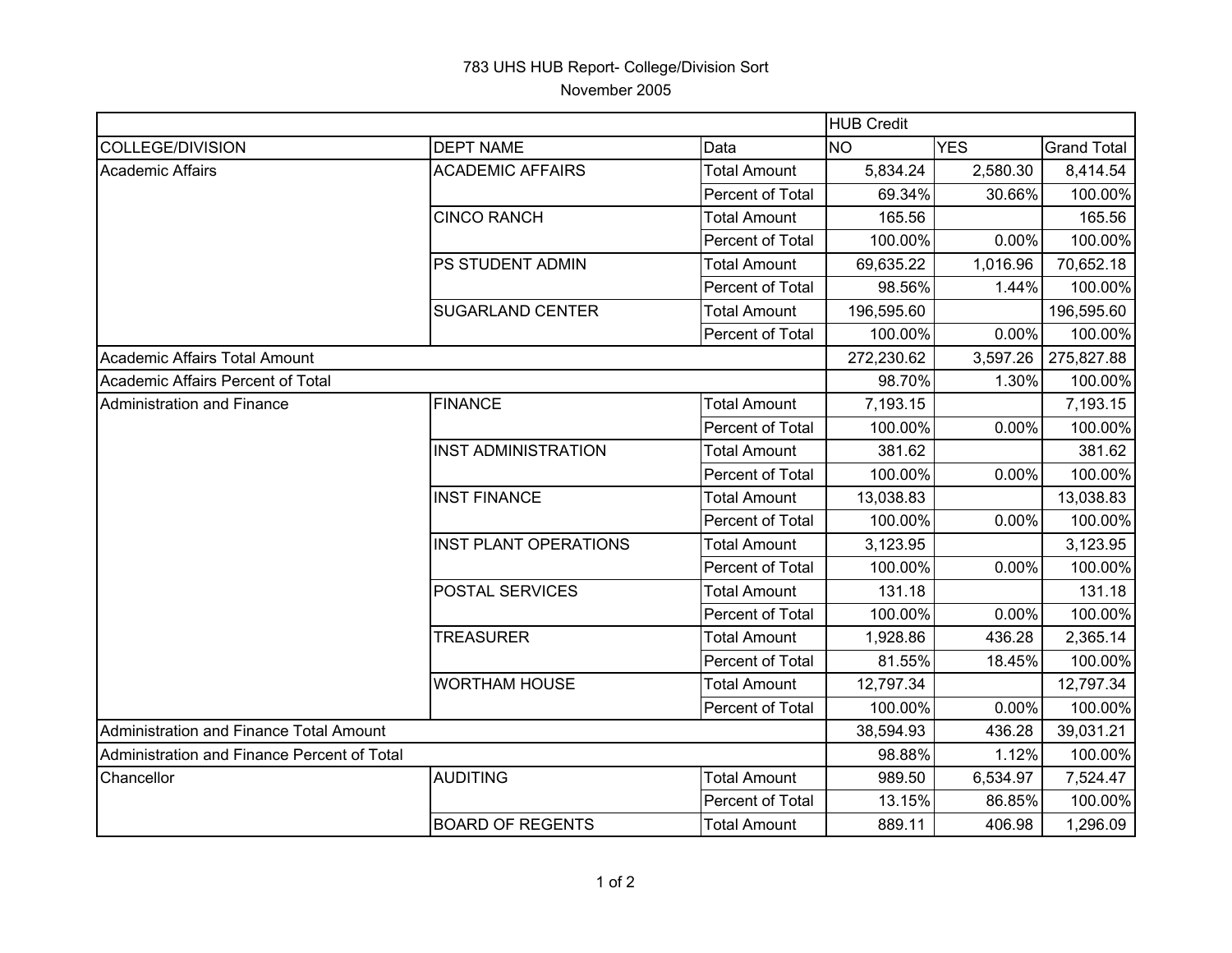783 UHS HUB Report- College/Division Sort

November 2005

| | | | HUB Credit | | |
|---|---|---|---|---|---|
| COLLEGE/DIVISION | DEPT NAME | Data | NO | YES | Grand Total |
| Academic Affairs | ACADEMIC AFFAIRS | Total Amount | 5,834.24 | 2,580.30 | 8,414.54 |
| | | Percent of Total | 69.34% | 30.66% | 100.00% |
| | CINCO RANCH | Total Amount | 165.56 | | 165.56 |
| | | Percent of Total | 100.00% | 0.00% | 100.00% |
| | PS STUDENT ADMIN | Total Amount | 69,635.22 | 1,016.96 | 70,652.18 |
| | | Percent of Total | 98.56% | 1.44% | 100.00% |
| | SUGARLAND CENTER | Total Amount | 196,595.60 | | 196,595.60 |
| | | Percent of Total | 100.00% | 0.00% | 100.00% |
| Academic Affairs Total Amount | | | 272,230.62 | 3,597.26 | 275,827.88 |
| Academic Affairs Percent of Total | | | 98.70% | 1.30% | 100.00% |
| Administration and Finance | FINANCE | Total Amount | 7,193.15 | | 7,193.15 |
| | | Percent of Total | 100.00% | 0.00% | 100.00% |
| | INST ADMINISTRATION | Total Amount | 381.62 | | 381.62 |
| | | Percent of Total | 100.00% | 0.00% | 100.00% |
| | INST FINANCE | Total Amount | 13,038.83 | | 13,038.83 |
| | | Percent of Total | 100.00% | 0.00% | 100.00% |
| | INST PLANT OPERATIONS | Total Amount | 3,123.95 | | 3,123.95 |
| | | Percent of Total | 100.00% | 0.00% | 100.00% |
| | POSTAL SERVICES | Total Amount | 131.18 | | 131.18 |
| | | Percent of Total | 100.00% | 0.00% | 100.00% |
| | TREASURER | Total Amount | 1,928.86 | 436.28 | 2,365.14 |
| | | Percent of Total | 81.55% | 18.45% | 100.00% |
| | WORTHAM HOUSE | Total Amount | 12,797.34 | | 12,797.34 |
| | | Percent of Total | 100.00% | 0.00% | 100.00% |
| Administration and Finance Total Amount | | | 38,594.93 | 436.28 | 39,031.21 |
| Administration and Finance Percent of Total | | | 98.88% | 1.12% | 100.00% |
| Chancellor | AUDITING | Total Amount | 989.50 | 6,534.97 | 7,524.47 |
| | | Percent of Total | 13.15% | 86.85% | 100.00% |
| | BOARD OF REGENTS | Total Amount | 889.11 | 406.98 | 1,296.09 |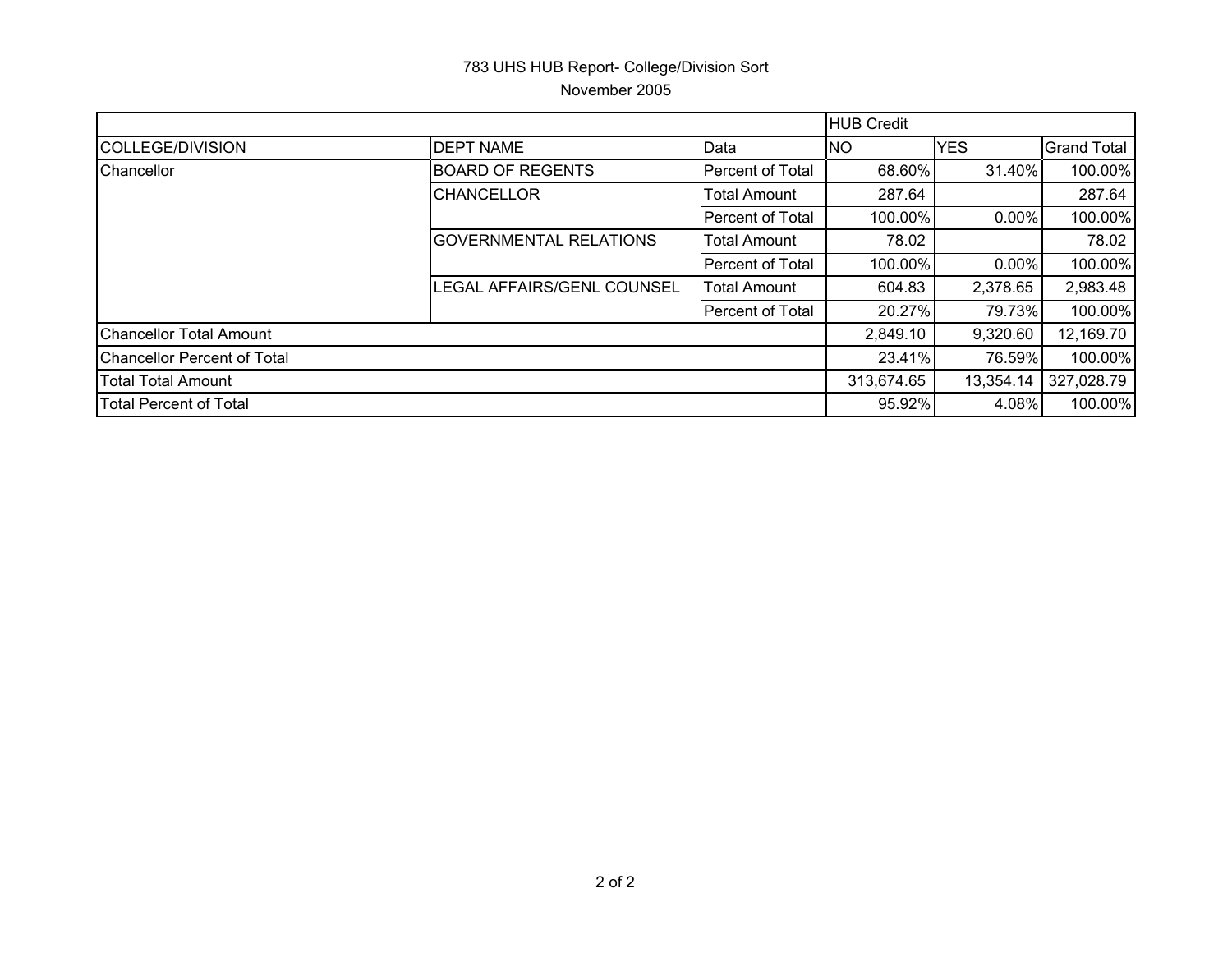783 UHS HUB Report- College/Division Sort

November 2005

| | | | HUB Credit | | |
|---|---|---|---|---|---|
| COLLEGE/DIVISION | DEPT NAME | Data | NO | YES | Grand Total |
| Chancellor | BOARD OF REGENTS | Percent of Total | 68.60% | 31.40% | 100.00% |
| | CHANCELLOR | Total Amount | 287.64 | | 287.64 |
| | | Percent of Total | 100.00% | 0.00% | 100.00% |
| | GOVERNMENTAL RELATIONS | Total Amount | 78.02 | | 78.02 |
| | | Percent of Total | 100.00% | 0.00% | 100.00% |
| | LEGAL AFFAIRS/GENL COUNSEL | Total Amount | 604.83 | 2,378.65 | 2,983.48 |
| | | Percent of Total | 20.27% | 79.73% | 100.00% |
| Chancellor Total Amount | | | 2,849.10 | 9,320.60 | 12,169.70 |
| Chancellor Percent of Total | | | 23.41% | 76.59% | 100.00% |
| Total Total Amount | | | 313,674.65 | 13,354.14 | 327,028.79 |
| Total Percent of Total | | | 95.92% | 4.08% | 100.00% |